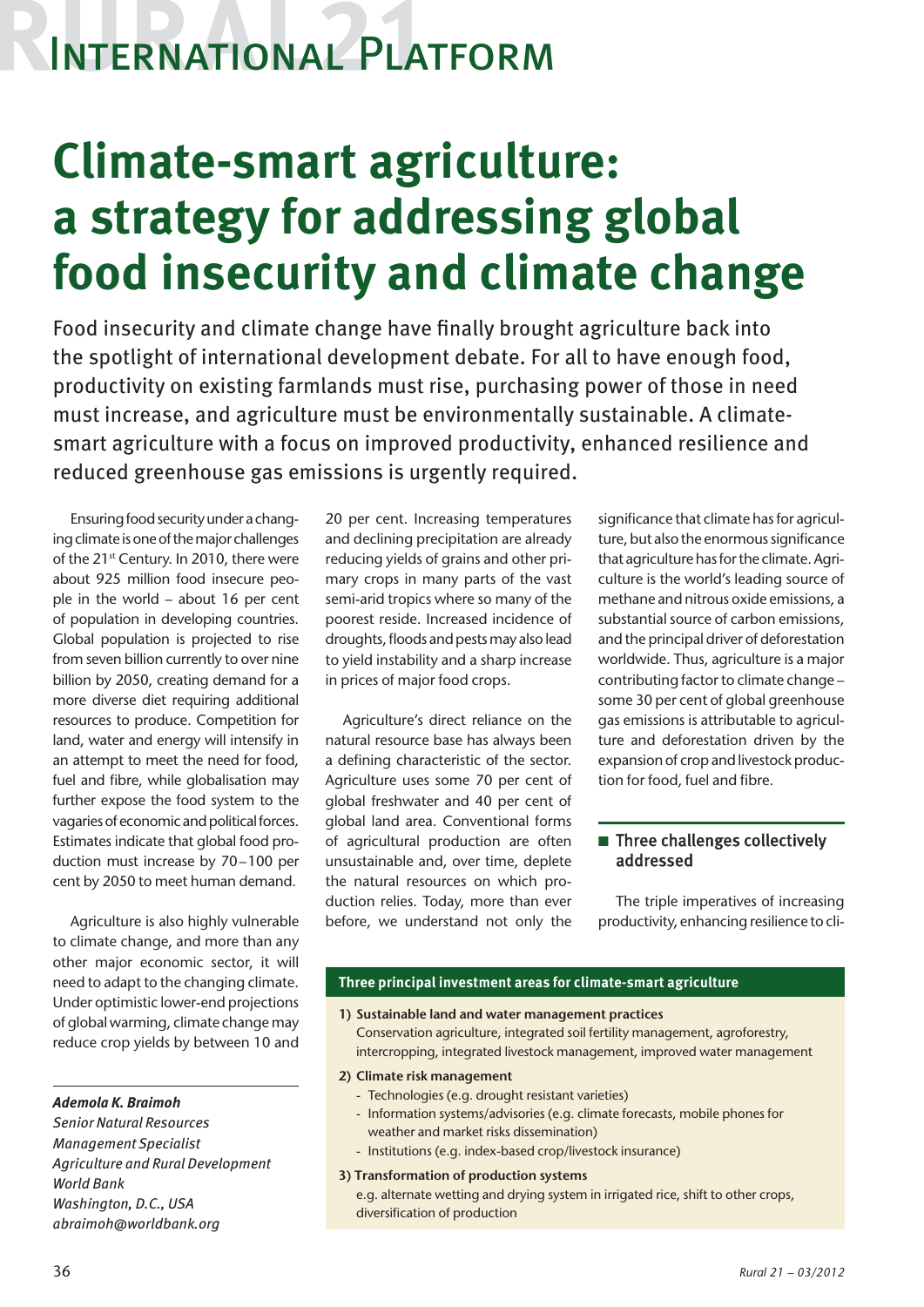# International Platform

# Climate-smart agriculture: a strategy for addressing global food insecurity and climate change

Food insecurity and climate change have finally brought agriculture back into the spotlight of international development debate. For all to have enough food, productivity on existing farmlands must rise, purchasing power of those in need must increase, and agriculture must be environmentally sustainable. A climate-smart agriculture with a focus on improved productivity, enhanced resilience and reduced greenhouse gas emissions is urgently required.

Ensuring food security under a changing climate is one of the major challenges of the 21st Century. In 2010, there were about 925 million food insecure people in the world – about 16 per cent of population in developing countries. Global population is projected to rise from seven billion currently to over nine billion by 2050, creating demand for a more diverse diet requiring additional resources to produce. Competition for land, water and energy will intensify in an attempt to meet the need for food, fuel and fibre, while globalisation may further expose the food system to the vagaries of economic and political forces. Estimates indicate that global food production must increase by 70–100 per cent by 2050 to meet human demand.

Agriculture is also highly vulnerable to climate change, and more than any other major economic sector, it will need to adapt to the changing climate. Under optimistic lower-end projections of global warming, climate change may reduce crop yields by between 10 and 20 per cent. Increasing temperatures and declining precipitation are already reducing yields of grains and other primary crops in many parts of the vast semi-arid tropics where so many of the poorest reside. Increased incidence of droughts, floods and pests may also lead to yield instability and a sharp increase in prices of major food crops.

Agriculture's direct reliance on the natural resource base has always been a defining characteristic of the sector. Agriculture uses some 70 per cent of global freshwater and 40 per cent of global land area. Conventional forms of agricultural production are often unsustainable and, over time, deplete the natural resources on which production relies. Today, more than ever before, we understand not only the significance that climate has for agriculture, but also the enormous significance that agriculture has for the climate. Agriculture is the world's leading source of methane and nitrous oxide emissions, a substantial source of carbon emissions, and the principal driver of deforestation worldwide. Thus, agriculture is a major contributing factor to climate change – some 30 per cent of global greenhouse gas emissions is attributable to agriculture and deforestation driven by the expansion of crop and livestock production for food, fuel and fibre.

## Three challenges collectively addressed

The triple imperatives of increasing productivity, enhancing resilience to cli-

*Ademola K. Braimoh*
*Senior Natural Resources Management Specialist*
*Agriculture and Rural Development*
*World Bank*
*Washington, D.C., USA*
*abraimoh@worldbank.org*

**Three principal investment areas for climate-smart agriculture**

1) **Sustainable land and water management practices**
   Conservation agriculture, integrated soil fertility management, agroforestry, intercropping, integrated livestock management, improved water management

2) **Climate risk management**
   - Technologies (e.g. drought resistant varieties)
   - Information systems/advisories (e.g. climate forecasts, mobile phones for weather and market risks dissemination)
   - Institutions (e.g. index-based crop/livestock insurance)

3) **Transformation of production systems**
   e.g. alternate wetting and drying system in irrigated rice, shift to other crops, diversification of production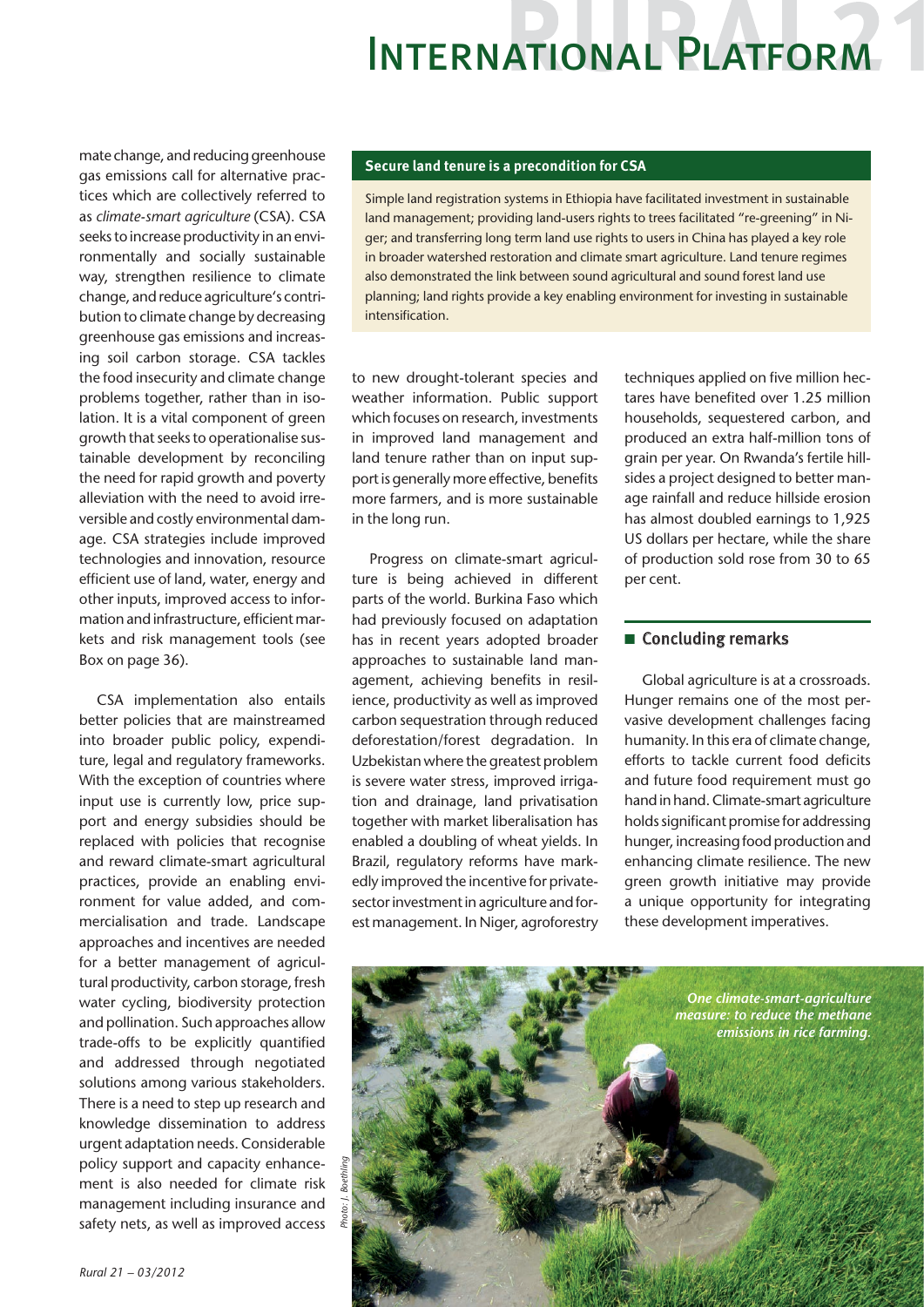mate change, and reducing greenhouse gas emissions call for alternative practices which are collectively referred to as *climate-smart agriculture* (CSA). CSA seeks to increase productivity in an environmentally and socially sustainable way, strengthen resilience to climate change, and reduce agriculture's contribution to climate change by decreasing greenhouse gas emissions and increasing soil carbon storage. CSA tackles the food insecurity and climate change problems together, rather than in isolation. It is a vital component of green growth that seeks to operationalise sustainable development by reconciling the need for rapid growth and poverty alleviation with the need to avoid irreversible and costly environmental damage. CSA strategies include improved technologies and innovation, resource efficient use of land, water, energy and other inputs, improved access to information and infrastructure, efficient markets and risk management tools (see Box on page 36).

CSA implementation also entails better policies that are mainstreamed into broader public policy, expenditure, legal and regulatory frameworks. With the exception of countries where input use is currently low, price support and energy subsidies should be replaced with policies that recognise and reward climate-smart agricultural practices, provide an enabling environment for value added, and commercialisation and trade. Landscape approaches and incentives are needed for a better management of agricultural productivity, carbon storage, fresh water cycling, biodiversity protection and pollination. Such approaches allow trade-offs to be explicitly quantified and addressed through negotiated solutions among various stakeholders. There is a need to step up research and knowledge dissemination to address urgent adaptation needs. Considerable policy support and capacity enhancement is also needed for climate risk management including insurance and safety nets, as well as improved access to new drought-tolerant species and weather information. Public support which focuses on research, investments in improved land management and land tenure rather than on input support is generally more effective, benefits more farmers, and is more sustainable in the long run.

**Secure land tenure is a precondition for CSA**

Simple land registration systems in Ethiopia have facilitated investment in sustainable land management; providing land-users rights to trees facilitated "re-greening" in Niger; and transferring long term land use rights to users in China has played a key role in broader watershed restoration and climate smart agriculture. Land tenure regimes also demonstrated the link between sound agricultural and sound forest land use planning; land rights provide a key enabling environment for investing in sustainable intensification.

Progress on climate-smart agriculture is being achieved in different parts of the world. Burkina Faso which had previously focused on adaptation has in recent years adopted broader approaches to sustainable land management, achieving benefits in resilience, productivity as well as improved carbon sequestration through reduced deforestation/forest degradation. In Uzbekistan where the greatest problem is severe water stress, improved irrigation and drainage, land privatisation together with market liberalisation has enabled a doubling of wheat yields. In Brazil, regulatory reforms have markedly improved the incentive for private-sector investment in agriculture and forest management. In Niger, agroforestry techniques applied on five million hectares have benefited over 1.25 million households, sequestered carbon, and produced an extra half-million tons of grain per year. On Rwanda's fertile hillsides a project designed to better manage rainfall and reduce hillside erosion has almost doubled earnings to 1,925 US dollars per hectare, while the share of production sold rose from 30 to 65 per cent.

## Concluding remarks

Global agriculture is at a crossroads. Hunger remains one of the most pervasive development challenges facing humanity. In this era of climate change, efforts to tackle current food deficits and future food requirement must go hand in hand. Climate-smart agriculture holds significant promise for addressing hunger, increasing food production and enhancing climate resilience. The new green growth initiative may provide a unique opportunity for integrating these development imperatives.

*One climate-smart-agriculture measure: to reduce the methane emissions in rice farming.*

*Photo: J. Boethling*